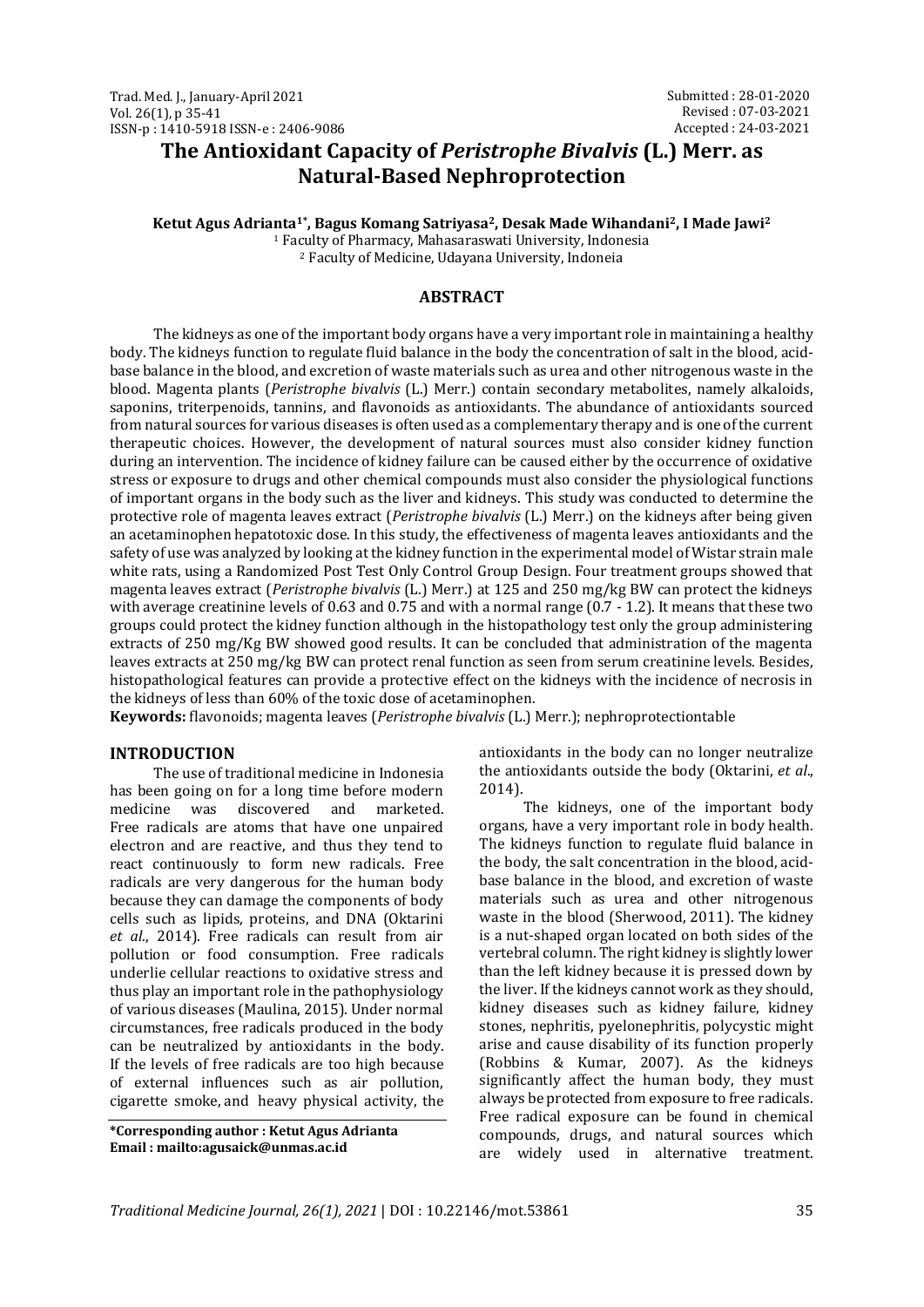Submitted : 28-01-2020
Revised : 07-03-2021
Accepted : 24-03-2021

# The Antioxidant Capacity of *Peristrophe Bivalvis* (L.) Merr. as Natural-Based Nephroprotection

**Ketut Agus Adrianta[1*], Bagus Komang Satriyasa[2], Desak Made Wihandani[2], I Made Jawi[2]**

[1] Faculty of Pharmacy, Mahasaraswati University, Indonesia
[2] Faculty of Medicine, Udayana University, Indoneia

## ABSTRACT

The kidneys as one of the important body organs have a very important role in maintaining a healthy body. The kidneys function to regulate fluid balance in the body the concentration of salt in the blood, acid-base balance in the blood, and excretion of waste materials such as urea and other nitrogenous waste in the blood. Magenta plants (*Peristrophe bivalvis* (L.) Merr.) contain secondary metabolites, namely alkaloids, saponins, triterpenoids, tannins, and flavonoids as antioxidants. The abundance of antioxidants sourced from natural sources for various diseases is often used as a complementary therapy and is one of the current therapeutic choices. However, the development of natural sources must also consider kidney function during an intervention. The incidence of kidney failure can be caused either by the occurrence of oxidative stress or exposure to drugs and other chemical compounds must also consider the physiological functions of important organs in the body such as the liver and kidneys. This study was conducted to determine the protective role of magenta leaves extract (*Peristrophe bivalvis* (L.) Merr.) on the kidneys after being given an acetaminophen hepatotoxic dose. In this study, the effectiveness of magenta leaves antioxidants and the safety of use was analyzed by looking at the kidney function in the experimental model of Wistar strain male white rats, using a Randomized Post Test Only Control Group Design. Four treatment groups showed that magenta leaves extract (*Peristrophe bivalvis* (L.) Merr.) at 125 and 250 mg/kg BW can protect the kidneys with average creatinine levels of 0.63 and 0.75 and with a normal range (0.7 - 1.2). It means that these two groups could protect the kidney function although in the histopathology test only the group administering extracts of 250 mg/Kg BW showed good results. It can be concluded that administration of the magenta leaves extracts at 250 mg/kg BW can protect renal function as seen from serum creatinine levels. Besides, histopathological features can provide a protective effect on the kidneys with the incidence of necrosis in the kidneys of less than 60% of the toxic dose of acetaminophen.

**Keywords:** flavonoids; magenta leaves (*Peristrophe bivalvis* (L.) Merr.); nephroprotectiontable

## INTRODUCTION

The use of traditional medicine in Indonesia has been going on for a long time before modern medicine was discovered and marketed. Free radicals are atoms that have one unpaired electron and are reactive, and thus they tend to react continuously to form new radicals. Free radicals are very dangerous for the human body because they can damage the components of body cells such as lipids, proteins, and DNA (Oktarini *et al*., 2014). Free radicals can result from air pollution or food consumption. Free radicals underlie cellular reactions to oxidative stress and thus play an important role in the pathophysiology of various diseases (Maulina, 2015). Under normal circumstances, free radicals produced in the body can be neutralized by antioxidants in the body. If the levels of free radicals are too high because of external influences such as air pollution, cigarette smoke, and heavy physical activity, the antioxidants in the body can no longer neutralize the antioxidants outside the body (Oktarini, *et al*., 2014).

The kidneys, one of the important body organs, have a very important role in body health. The kidneys function to regulate fluid balance in the body, the salt concentration in the blood, acid-base balance in the blood, and excretion of waste materials such as urea and other nitrogenous waste in the blood (Sherwood, 2011). The kidney is a nut-shaped organ located on both sides of the vertebral column. The right kidney is slightly lower than the left kidney because it is pressed down by the liver. If the kidneys cannot work as they should, kidney diseases such as kidney failure, kidney stones, nephritis, pyelonephritis, polycystic might arise and cause disability of its function properly (Robbins & Kumar, 2007). As the kidneys significantly affect the human body, they must always be protected from exposure to free radicals. Free radical exposure can be found in chemical compounds, drugs, and natural sources which are widely used in alternative treatment.

**\*Corresponding author : Ketut Agus Adrianta**
**Email : mailto:agusaick@unmas.ac.id**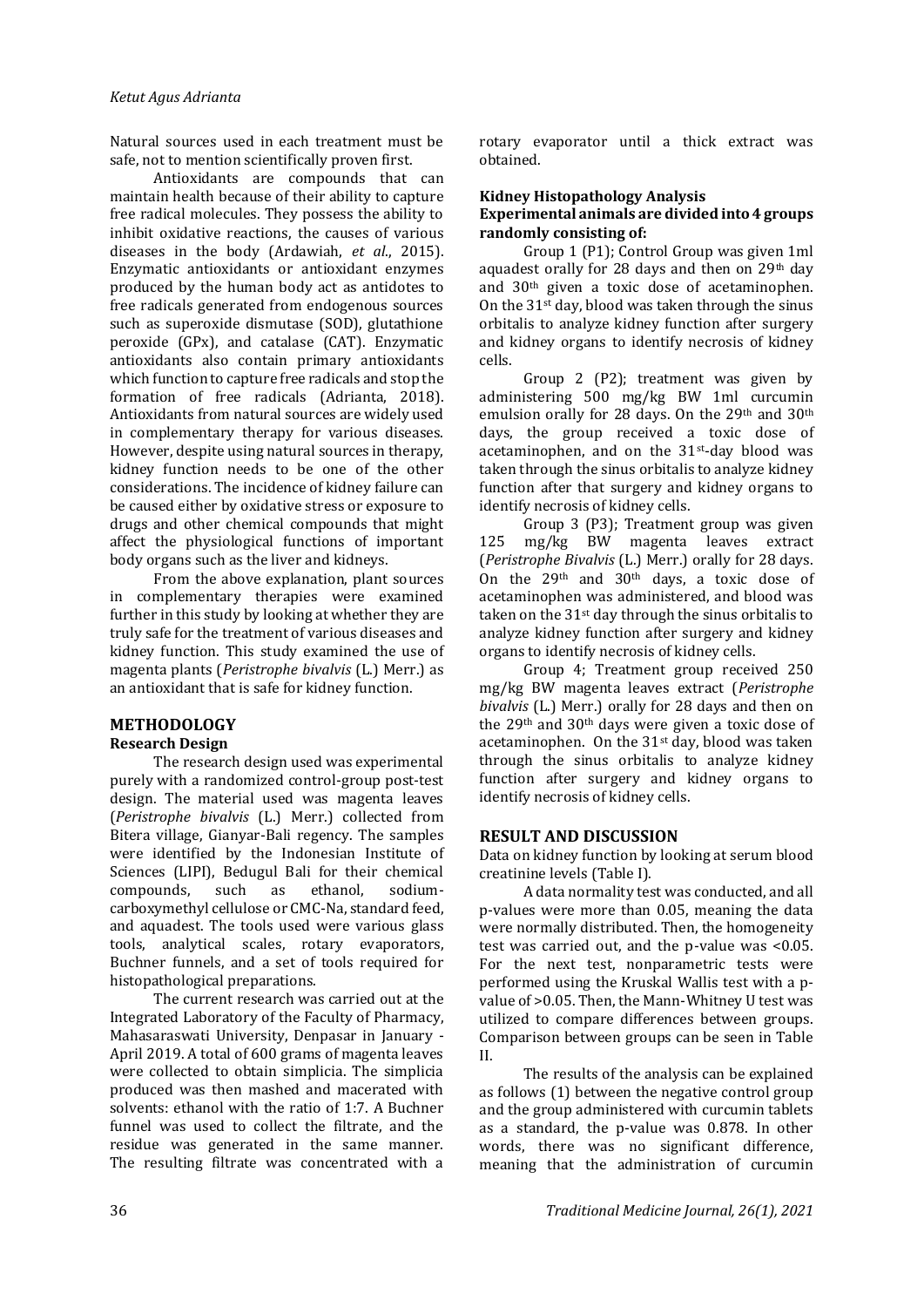Natural sources used in each treatment must be safe, not to mention scientifically proven first.

Antioxidants are compounds that can maintain health because of their ability to capture free radical molecules. They possess the ability to inhibit oxidative reactions, the causes of various diseases in the body (Ardawiah, *et al*., 2015). Enzymatic antioxidants or antioxidant enzymes produced by the human body act as antidotes to free radicals generated from endogenous sources such as superoxide dismutase (SOD), glutathione peroxide (GPx), and catalase (CAT). Enzymatic antioxidants also contain primary antioxidants which function to capture free radicals and stop the formation of free radicals (Adrianta, 2018). Antioxidants from natural sources are widely used in complementary therapy for various diseases. However, despite using natural sources in therapy, kidney function needs to be one of the other considerations. The incidence of kidney failure can be caused either by oxidative stress or exposure to drugs and other chemical compounds that might affect the physiological functions of important body organs such as the liver and kidneys.

From the above explanation, plant sources in complementary therapies were examined further in this study by looking at whether they are truly safe for the treatment of various diseases and kidney function. This study examined the use of magenta plants (*Peristrophe bivalvis* (L.) Merr.) as an antioxidant that is safe for kidney function.

## METHODOLOGY

### Research Design

The research design used was experimental purely with a randomized control-group post-test design. The material used was magenta leaves (*Peristrophe bivalvis* (L.) Merr.) collected from Bitera village, Gianyar-Bali regency. The samples were identified by the Indonesian Institute of Sciences (LIPI), Bedugul Bali for their chemical compounds, such as ethanol, sodium-carboxymethyl cellulose or CMC-Na, standard feed, and aquadest. The tools used were various glass tools, analytical scales, rotary evaporators, Buchner funnels, and a set of tools required for histopathological preparations.

The current research was carried out at the Integrated Laboratory of the Faculty of Pharmacy, Mahasaraswati University, Denpasar in January - April 2019. A total of 600 grams of magenta leaves were collected to obtain simplicia. The simplicia produced was then mashed and macerated with solvents: ethanol with the ratio of 1:7. A Buchner funnel was used to collect the filtrate, and the residue was generated in the same manner. The resulting filtrate was concentrated with a rotary evaporator until a thick extract was obtained.

### Kidney Histopathology Analysis

**Experimental animals are divided into 4 groups randomly consisting of:**

Group 1 (P1); Control Group was given 1ml aquadest orally for 28 days and then on 29th day and 30th given a toxic dose of acetaminophen. On the 31st day, blood was taken through the sinus orbitalis to analyze kidney function after surgery and kidney organs to identify necrosis of kidney cells.

Group 2 (P2); treatment was given by administering 500 mg/kg BW 1ml curcumin emulsion orally for 28 days. On the 29th and 30th days, the group received a toxic dose of acetaminophen, and on the 31st-day blood was taken through the sinus orbitalis to analyze kidney function after that surgery and kidney organs to identify necrosis of kidney cells.

Group 3 (P3); Treatment group was given 125 mg/kg BW magenta leaves extract (*Peristrophe Bivalvis* (L.) Merr.) orally for 28 days. On the 29th and 30th days, a toxic dose of acetaminophen was administered, and blood was taken on the 31st day through the sinus orbitalis to analyze kidney function after surgery and kidney organs to identify necrosis of kidney cells.

Group 4; Treatment group received 250 mg/kg BW magenta leaves extract (*Peristrophe bivalvis* (L.) Merr.) orally for 28 days and then on the 29th and 30th days were given a toxic dose of acetaminophen. On the 31st day, blood was taken through the sinus orbitalis to analyze kidney function after surgery and kidney organs to identify necrosis of kidney cells.

## RESULT AND DISCUSSION

Data on kidney function by looking at serum blood creatinine levels (Table I).

A data normality test was conducted, and all p-values were more than 0.05, meaning that the data were normally distributed. Then, the homogeneity test was carried out, and the p-value was <0.05. For the next test, nonparametric tests were performed using the Kruskal Wallis test with a p-value of >0.05. Then, the Mann-Whitney U test was utilized to compare differences between groups. Comparison between groups can be seen in Table II.

The results of the analysis can be explained as follows (1) between the negative control group and the group administered with curcumin tablets as a standard, the p-value was 0.878. In other words, there was no significant difference, meaning that the administration of curcumin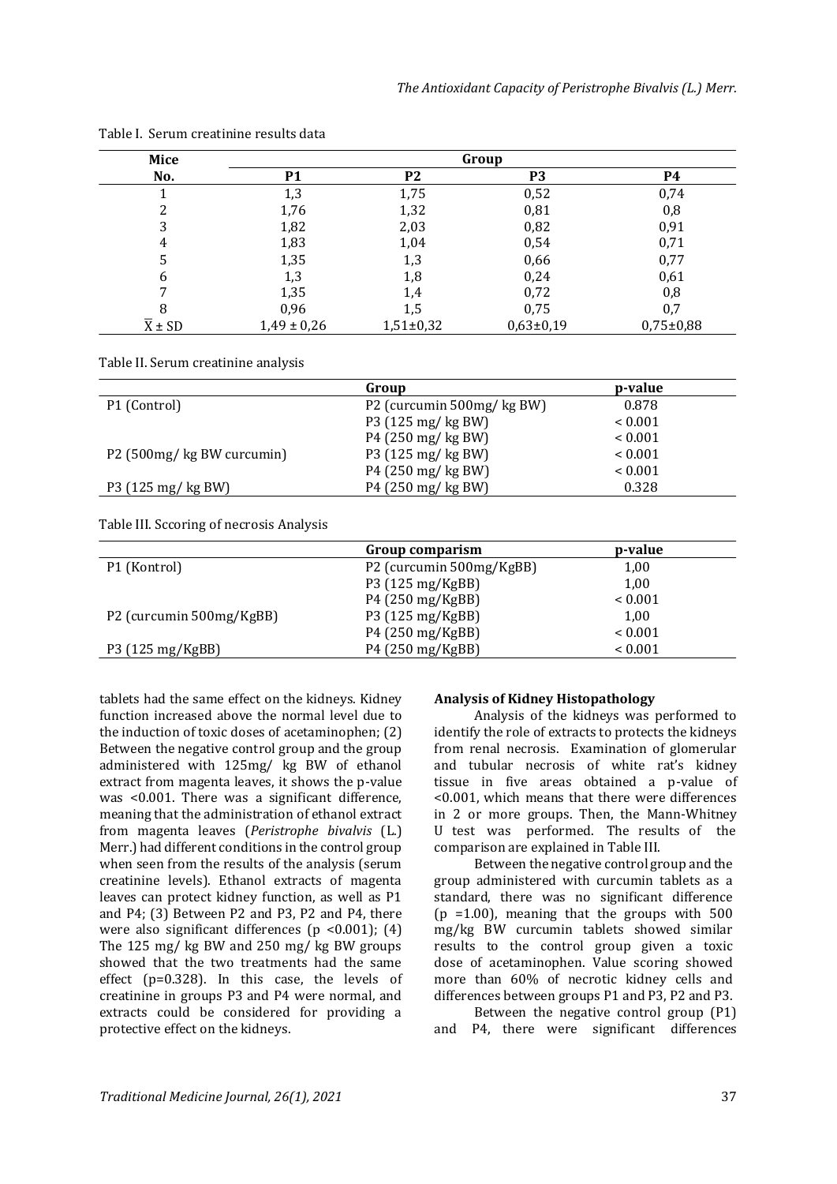Table I. Serum creatinine results data

| Mice No. | Group | | | |
|---|---|---|---|---|
| | P1 | P2 | P3 | P4 |
| 1 | 1,3 | 1,75 | 0,52 | 0,74 |
| 2 | 1,76 | 1,32 | 0,81 | 0,8 |
| 3 | 1,82 | 2,03 | 0,82 | 0,91 |
| 4 | 1,83 | 1,04 | 0,54 | 0,71 |
| 5 | 1,35 | 1,3 | 0,66 | 0,77 |
| 6 | 1,3 | 1,8 | 0,24 | 0,61 |
| 7 | 1,35 | 1,4 | 0,72 | 0,8 |
| 8 | 0,96 | 1,5 | 0,75 | 0,7 |
| $\overline{X} \pm SD$ | 1,49 ± 0,26 | 1,51±0,32 | 0,63±0,19 | 0,75±0,88 |

Table II. Serum creatinine analysis

| | Group | p-value |
|---|---|---|
| P1 (Control) | P2 (curcumin 500mg/ kg BW) | 0.878 |
| | P3 (125 mg/ kg BW) | < 0.001 |
| | P4 (250 mg/ kg BW) | < 0.001 |
| P2 (500mg/ kg BW curcumin) | P3 (125 mg/ kg BW) | < 0.001 |
| | P4 (250 mg/ kg BW) | < 0.001 |
| P3 (125 mg/ kg BW) | P4 (250 mg/ kg BW) | 0.328 |

Table III. Sccoring of necrosis Analysis

| | Group comparism | p-value |
|---|---|---|
| P1 (Kontrol) | P2 (curcumin 500mg/KgBB) | 1,00 |
| | P3 (125 mg/KgBB) | 1,00 |
| | P4 (250 mg/KgBB) | < 0.001 |
| P2 (curcumin 500mg/KgBB) | P3 (125 mg/KgBB) | 1,00 |
| | P4 (250 mg/KgBB) | < 0.001 |
| P3 (125 mg/KgBB) | P4 (250 mg/KgBB) | < 0.001 |

tablets had the same effect on the kidneys. Kidney function increased above the normal level due to the induction of toxic doses of acetaminophen; (2) Between the negative control group and the group administered with 125mg/ kg BW of ethanol extract from magenta leaves, it shows the p-value was <0.001. There was a significant difference, meaning that the administration of ethanol extract from magenta leaves (*Peristrophe bivalvis* (L.) Merr.) had different conditions in the control group when seen from the results of the analysis (serum creatinine levels). Ethanol extracts of magenta leaves can protect kidney function, as well as P1 and P4; (3) Between P2 and P3, P2 and P4, there were also significant differences (p <0.001); (4) The 125 mg/ kg BW and 250 mg/ kg BW groups showed that the two treatments had the same effect (p=0.328). In this case, the levels of creatinine in groups P3 and P4 were normal, and extracts could be considered for providing a protective effect on the kidneys.

**Analysis of Kidney Histopathology**

Analysis of the kidneys was performed to identify the role of extracts to protects the kidneys from renal necrosis. Examination of glomerular and tubular necrosis of white rat's kidney tissue in five areas obtained a p-value of <0.001, which means that there were differences in 2 or more groups. Then, the Mann-Whitney U test was performed. The results of the comparison are explained in Table III.

Between the negative control group and the group administered with curcumin tablets as a standard, there was no significant difference (p =1.00), meaning that the groups with 500 mg/kg BW curcumin tablets showed similar results to the control group given a toxic dose of acetaminophen. Value scoring showed more than 60% of necrotic kidney cells and differences between groups P1 and P3, P2 and P3.

Between the negative control group (P1) and P4, there were significant differences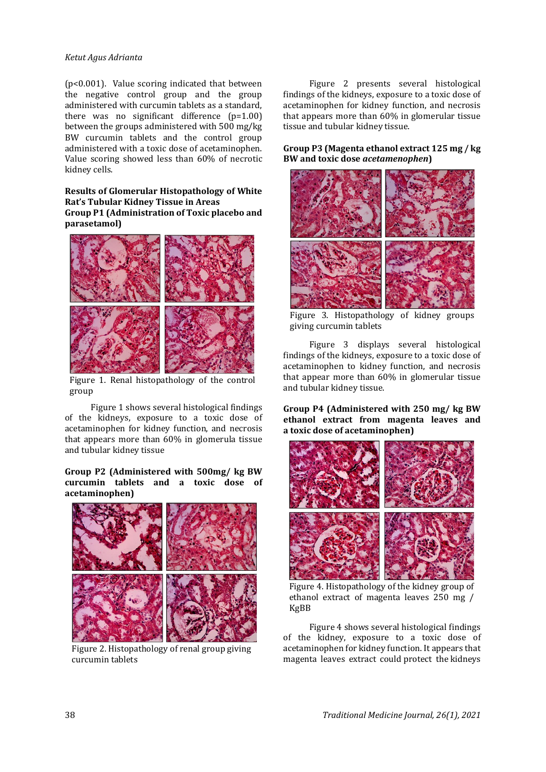(p<0.001). Value scoring indicated that between the negative control group and the group administered with curcumin tablets as a standard, there was no significant difference (p=1.00) between the groups administered with 500 mg/kg BW curcumin tablets and the control group administered with a toxic dose of acetaminophen. Value scoring showed less than 60% of necrotic kidney cells.

**Results of Glomerular Histopathology of White Rat's Tubular Kidney Tissue in Areas**
**Group P1 (Administration of Toxic placebo and parasetamol)**

Figure 1. Renal histopathology of the control group

Figure 1 shows several histological findings of the kidneys, exposure to a toxic dose of acetaminophen for kidney function, and necrosis that appears more than 60% in glomerula tissue and tubular kidney tissue

**Group P2 (Administered with 500mg/ kg BW curcumin tablets and a toxic dose of acetaminophen)**

Figure 2. Histopathology of renal group giving curcumin tablets

Figure 2 presents several histological findings of the kidneys, exposure to a toxic dose of acetaminophen for kidney function, and necrosis that appears more than 60% in glomerular tissue tissue and tubular kidney tissue.

**Group P3 (Magenta ethanol extract 125 mg / kg BW and toxic dose *acetamenophen*)**

Figure 3. Histopathology of kidney groups giving curcumin tablets

Figure 3 displays several histological findings of the kidneys, exposure to a toxic dose of acetaminophen to kidney function, and necrosis that appear more than 60% in glomerular tissue and tubular kidney tissue.

**Group P4 (Administered with 250 mg/ kg BW ethanol extract from magenta leaves and a toxic dose of acetaminophen)**

Figure 4. Histopathology of the kidney group of ethanol extract of magenta leaves 250 mg / KgBB

Figure 4 shows several histological findings of the kidney, exposure to a toxic dose of acetaminophen for kidney function. It appears that magenta leaves extract could protect the kidneys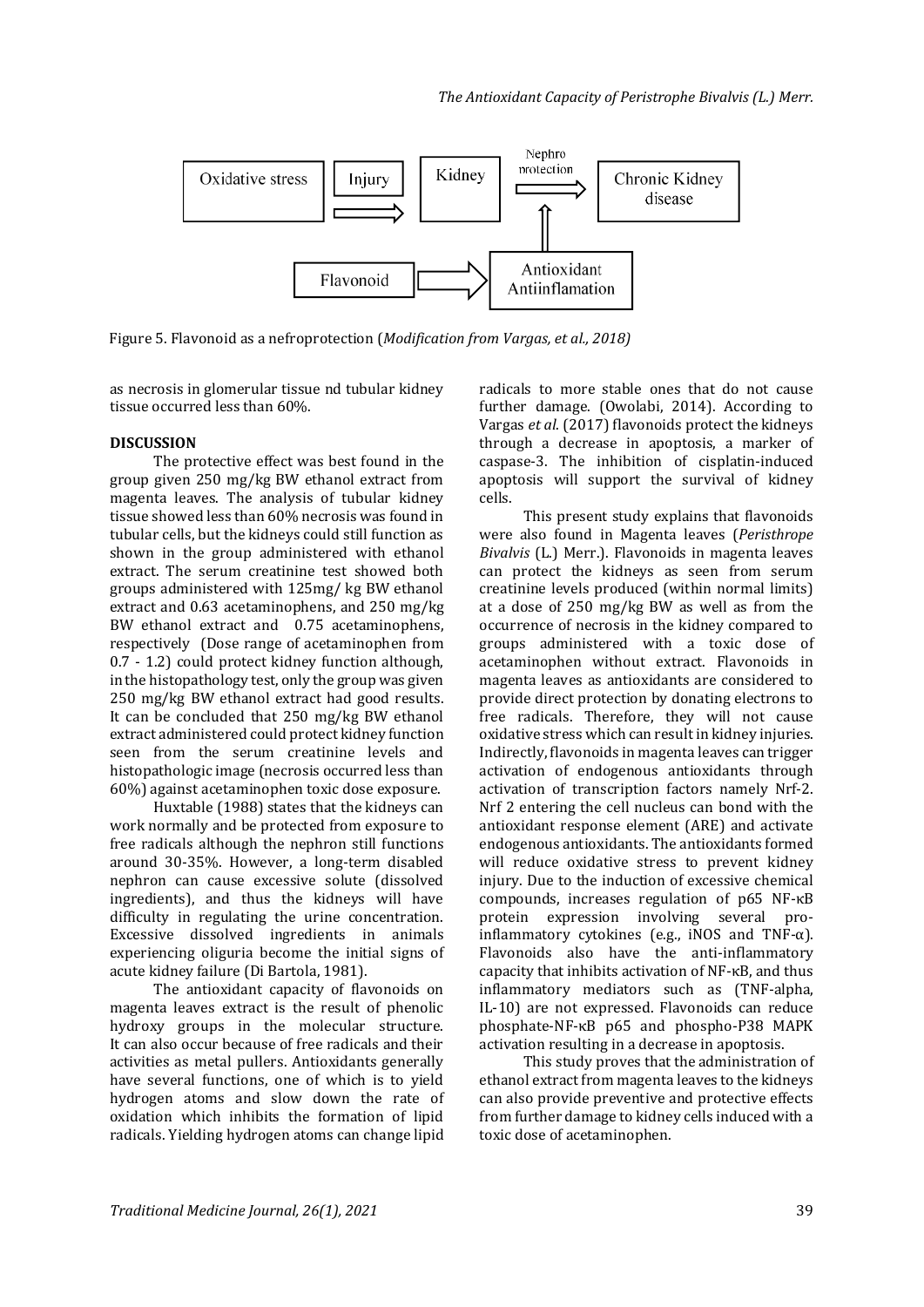Figure 5. Flavonoid as a nefroprotection (*Modification from Vargas, et al., 2018)*

as necrosis in glomerular tissue nd tubular kidney tissue occurred less than 60%.

## DISCUSSION

The protective effect was best found in the group given 250 mg/kg BW ethanol extract from magenta leaves. The analysis of tubular kidney tissue showed less than 60% necrosis was found in tubular cells, but the kidneys could still function as shown in the group administered with ethanol extract. The serum creatinine test showed both groups administered with 125mg/ kg BW ethanol extract and 0.63 acetaminophens, and 250 mg/kg BW ethanol extract and 0.75 acetaminophens, respectively (Dose range of acetaminophen from 0.7 - 1.2) could protect kidney function although, in the histopathology test, only the group was given 250 mg/kg BW ethanol extract had good results. It can be concluded that 250 mg/kg BW ethanol extract administered could protect kidney function seen from the serum creatinine levels and histopathologic image (necrosis occurred less than 60%) against acetaminophen toxic dose exposure.

Huxtable (1988) states that the kidneys can work normally and be protected from exposure to free radicals although the nephron still functions around 30-35%. However, a long-term disabled nephron can cause excessive solute (dissolved ingredients), and thus the kidneys will have difficulty in regulating the urine concentration. Excessive dissolved ingredients in animals experiencing oliguria become the initial signs of acute kidney failure (Di Bartola, 1981).

The antioxidant capacity of flavonoids on magenta leaves extract is the result of phenolic hydroxy groups in the molecular structure. It can also occur because of free radicals and their activities as metal pullers. Antioxidants generally have several functions, one of which is to yield hydrogen atoms and slow down the rate of oxidation which inhibits the formation of lipid radicals. Yielding hydrogen atoms can change lipid radicals to more stable ones that do not cause further damage. (Owolabi, 2014). According to Vargas *et al.* (2017) flavonoids protect the kidneys through a decrease in apoptosis, a marker of caspase-3. The inhibition of cisplatin-induced apoptosis will support the survival of kidney cells.

This present study explains that flavonoids were also found in Magenta leaves (*Peristhrope Bivalvis* (L.) Merr.). Flavonoids in magenta leaves can protect the kidneys as seen from serum creatinine levels produced (within normal limits) at a dose of 250 mg/kg BW as well as from the occurrence of necrosis in the kidney compared to groups administered with a toxic dose of acetaminophen without extract. Flavonoids in magenta leaves as antioxidants are considered to provide direct protection by donating electrons to free radicals. Therefore, they will not cause oxidative stress which can result in kidney injuries. Indirectly, flavonoids in magenta leaves can trigger activation of endogenous antioxidants through activation of transcription factors namely Nrf-2. Nrf 2 entering the cell nucleus can bond with the antioxidant response element (ARE) and activate endogenous antioxidants. The antioxidants formed will reduce oxidative stress to prevent kidney injury. Due to the induction of excessive chemical compounds, increases regulation of p65 NF-κB protein expression involving several pro-inflammatory cytokines (e.g., iNOS and TNF-α). Flavonoids also have the anti-inflammatory capacity that inhibits activation of NF-κB, and thus inflammatory mediators such as (TNF-alpha, IL-10) are not expressed. Flavonoids can reduce phosphate-NF-κB p65 and phospho-P38 MAPK activation resulting in a decrease in apoptosis.

This study proves that the administration of ethanol extract from magenta leaves to the kidneys can also provide preventive and protective effects from further damage to kidney cells induced with a toxic dose of acetaminophen.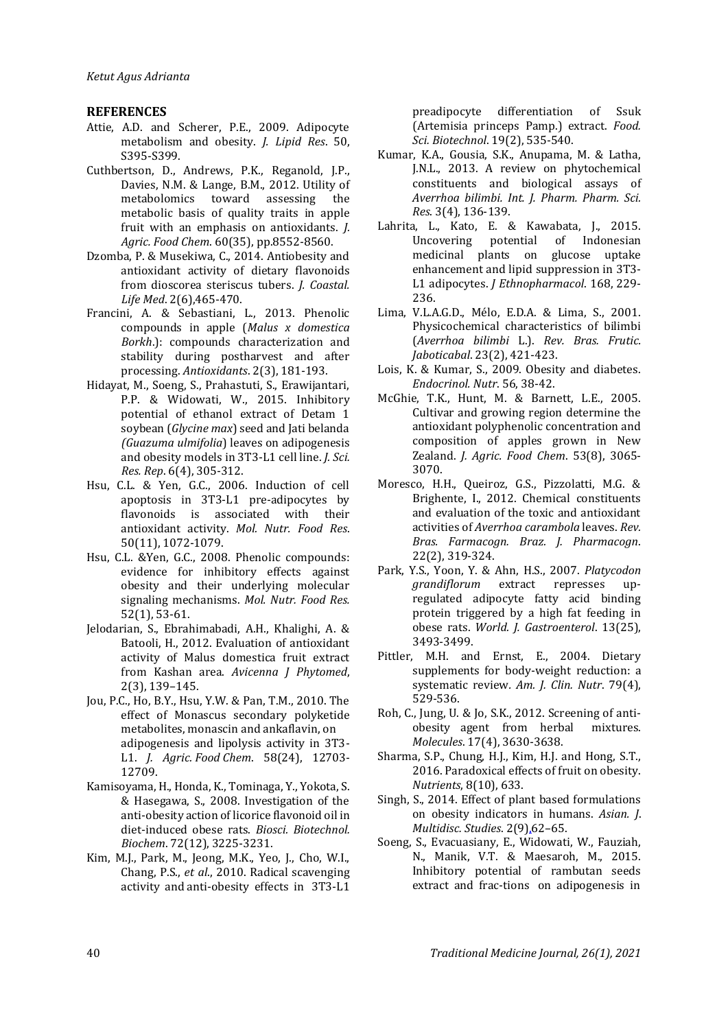## REFERENCES

Attie, A.D. and Scherer, P.E., 2009. Adipocyte metabolism and obesity. *J. Lipid Res*. 50, S395-S399.

Cuthbertson, D., Andrews, P.K., Reganold, J.P., Davies, N.M. & Lange, B.M., 2012. Utility of metabolomics toward assessing the metabolic basis of quality traits in apple fruit with an emphasis on antioxidants. *J. Agric. Food Chem*. 60(35), pp.8552-8560.

Dzomba, P. & Musekiwa, C., 2014. Antiobesity and antioxidant activity of dietary flavonoids from dioscorea steriscus tubers. *J. Coastal. Life Med*. 2(6),465-470.

Francini, A. & Sebastiani, L., 2013. Phenolic compounds in apple (*Malus x domestica Borkh*.): compounds characterization and stability during postharvest and after processing. *Antioxidants*. 2(3), 181-193.

Hidayat, M., Soeng, S., Prahastuti, S., Erawijantari, P.P. & Widowati, W., 2015. Inhibitory potential of ethanol extract of Detam 1 soybean (*Glycine max*) seed and Jati belanda *(Guazuma ulmifolia*) leaves on adipogenesis and obesity models in 3T3-L1 cell line. *J. Sci. Res. Rep*. 6(4), 305-312.

Hsu, C.L. & Yen, G.C., 2006. Induction of cell apoptosis in 3T3-L1 pre-adipocytes by flavonoids is associated with their antioxidant activity. *Mol. Nutr. Food Res*. 50(11), 1072-1079.

Hsu, C.L. &Yen, G.C., 2008. Phenolic compounds: evidence for inhibitory effects against obesity and their underlying molecular signaling mechanisms. *Mol. Nutr. Food Res.* 52(1), 53-61.

Jelodarian, S., Ebrahimabadi, A.H., Khalighi, A. & Batooli, H., 2012. Evaluation of antioxidant activity of Malus domestica fruit extract from Kashan area. *Avicenna J Phytomed*, 2(3), 139–145.

Jou, P.C., Ho, B.Y., Hsu, Y.W. & Pan, T.M., 2010. The effect of Monascus secondary polyketide metabolites, monascin and ankaflavin, on adipogenesis and lipolysis activity in 3T3-L1. *J. Agric. Food Chem*. 58(24), 12703-12709.

Kamisoyama, H., Honda, K., Tominaga, Y., Yokota, S. & Hasegawa, S., 2008. Investigation of the anti-obesity action of licorice flavonoid oil in diet-induced obese rats. *Biosci. Biotechnol. Biochem*. 72(12), 3225-3231.

Kim, M.J., Park, M., Jeong, M.K., Yeo, J., Cho, W.I., Chang, P.S., *et al*., 2010. Radical scavenging activity and anti-obesity effects in 3T3-L1 preadipocyte differentiation of Ssuk (Artemisia princeps Pamp.) extract. *Food. Sci. Biotechnol*. 19(2), 535-540.

Kumar, K.A., Gousia, S.K., Anupama, M. & Latha, J.N.L., 2013. A review on phytochemical constituents and biological assays of *Averrhoa bilimbi. Int. J. Pharm. Pharm. Sci. Res*. 3(4), 136-139.

Lahrita, L., Kato, E. & Kawabata, J., 2015. Uncovering potential of Indonesian medicinal plants on glucose uptake enhancement and lipid suppression in 3T3-L1 adipocytes. *J Ethnopharmacol*. 168, 229-236.

Lima, V.L.A.G.D., Mélo, E.D.A. & Lima, S., 2001. Physicochemical characteristics of bilimbi (*Averrhoa bilimbi* L.). *Rev. Bras. Frutic. Jaboticabal*. 23(2), 421-423.

Lois, K. & Kumar, S., 2009. Obesity and diabetes. *Endocrinol. Nutr*. 56, 38-42.

McGhie, T.K., Hunt, M. & Barnett, L.E., 2005. Cultivar and growing region determine the antioxidant polyphenolic concentration and composition of apples grown in New Zealand. *J. Agric. Food Chem*. 53(8), 3065-3070.

Moresco, H.H., Queiroz, G.S., Pizzolatti, M.G. & Brighente, I., 2012. Chemical constituents and evaluation of the toxic and antioxidant activities of *Averrhoa carambola* leaves. *Rev. Bras. Farmacogn. Braz. J. Pharmacogn*. 22(2), 319-324.

Park, Y.S., Yoon, Y. & Ahn, H.S., 2007. *Platycodon grandiflorum* extract represses up-regulated adipocyte fatty acid binding protein triggered by a high fat feeding in obese rats. *World. J. Gastroenterol*. 13(25), 3493-3499.

Pittler, M.H. and Ernst, E., 2004. Dietary supplements for body-weight reduction: a systematic review. *Am. J. Clin. Nutr*. 79(4), 529-536.

Roh, C., Jung, U. & Jo, S.K., 2012. Screening of anti-obesity agent from herbal mixtures. *Molecules*. 17(4), 3630-3638.

Sharma, S.P., Chung, H.J., Kim, H.J. and Hong, S.T., 2016. Paradoxical effects of fruit on obesity. *Nutrients*, 8(10), 633.

Singh, S., 2014. Effect of plant based formulations on obesity indicators in humans. *Asian. J. Multidisc. Studies*. 2(9),62–65.

Soeng, S., Evacuasiany, E., Widowati, W., Fauziah, N., Manik, V.T. & Maesaroh, M., 2015. Inhibitory potential of rambutan seeds extract and frac-tions on adipogenesis in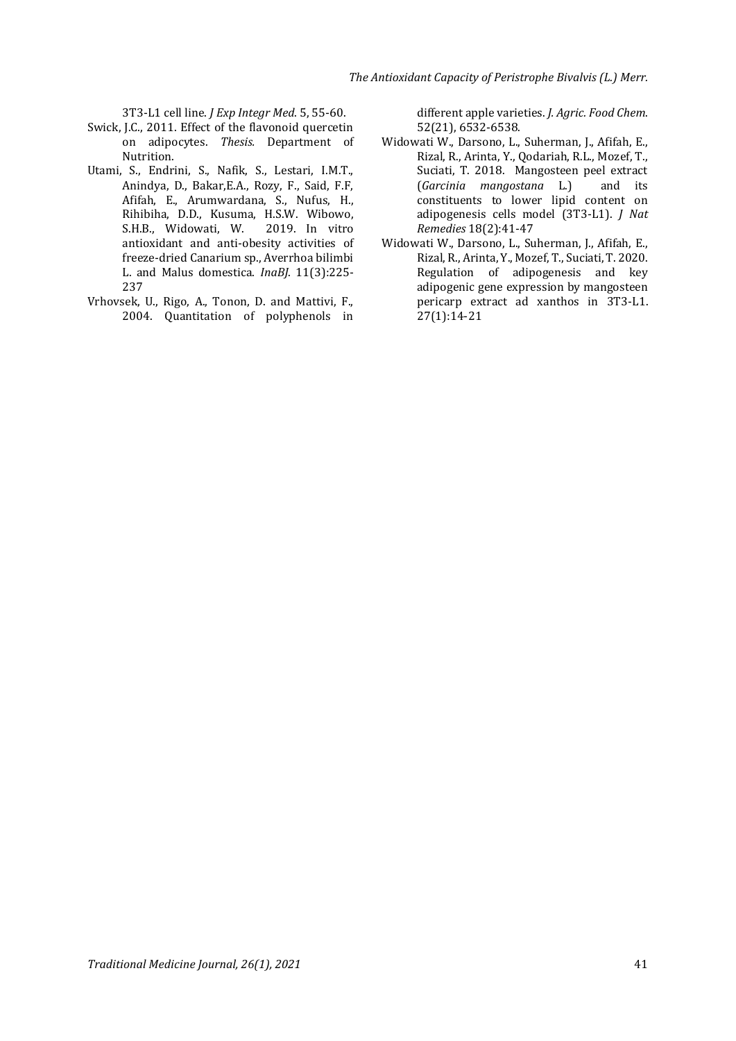3T3-L1 cell line. *J Exp Integr Med*. 5, 55-60.

Swick, J.C., 2011. Effect of the flavonoid quercetin on adipocytes. *Thesis*. Department of Nutrition.

Utami, S., Endrini, S., Nafik, S., Lestari, I.M.T., Anindya, D., Bakar,E.A., Rozy, F., Said, F.F, Afifah, E., Arumwardana, S., Nufus, H., Rihibiha, D.D., Kusuma, H.S.W. Wibowo, S.H.B., Widowati, W. 2019. In vitro antioxidant and anti-obesity activities of freeze-dried Canarium sp., Averrhoa bilimbi L. and Malus domestica. *InaBJ*. 11(3):225-237

Vrhovsek, U., Rigo, A., Tonon, D. and Mattivi, F., 2004. Quantitation of polyphenols in different apple varieties. *J. Agric. Food Chem.* 52(21), 6532-6538.

Widowati W., Darsono, L., Suherman, J., Afifah, E., Rizal, R., Arinta, Y., Qodariah, R.L., Mozef, T., Suciati, T. 2018. Mangosteen peel extract (*Garcinia mangostana* L.) and its constituents to lower lipid content on adipogenesis cells model (3T3-L1). *J Nat Remedies* 18(2):41-47

Widowati W., Darsono, L., Suherman, J., Afifah, E., Rizal, R., Arinta, Y., Mozef, T., Suciati, T. 2020. Regulation of adipogenesis and key adipogenic gene expression by mangosteen pericarp extract ad xanthos in 3T3-L1. 27(1):14-21